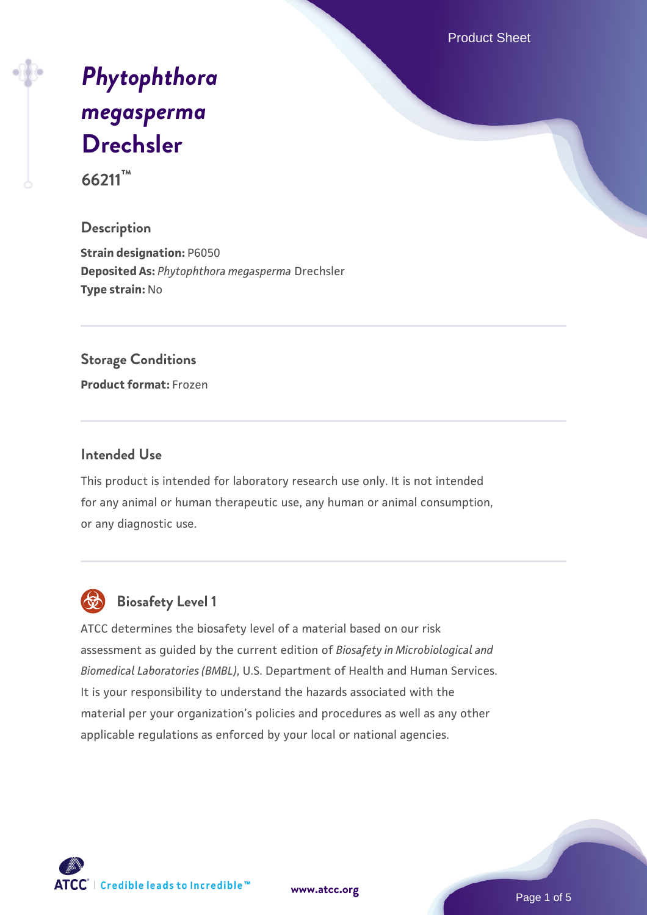# *Phytophthora megasperma* Drechsler

66211™

## Description

**Strain designation:** P6050
**Deposited As:** *Phytophthora megasperma* Drechsler
**Type strain:** No

## Storage Conditions

**Product format:** Frozen

## Intended Use

This product is intended for laboratory research use only. It is not intended for any animal or human therapeutic use, any human or animal consumption, or any diagnostic use.

## Biosafety Level 1

ATCC determines the biosafety level of a material based on our risk assessment as guided by the current edition of *Biosafety in Microbiological and Biomedical Laboratories (BMBL)*, U.S. Department of Health and Human Services. It is your responsibility to understand the hazards associated with the material per your organization's policies and procedures as well as any other applicable regulations as enforced by your local or national agencies.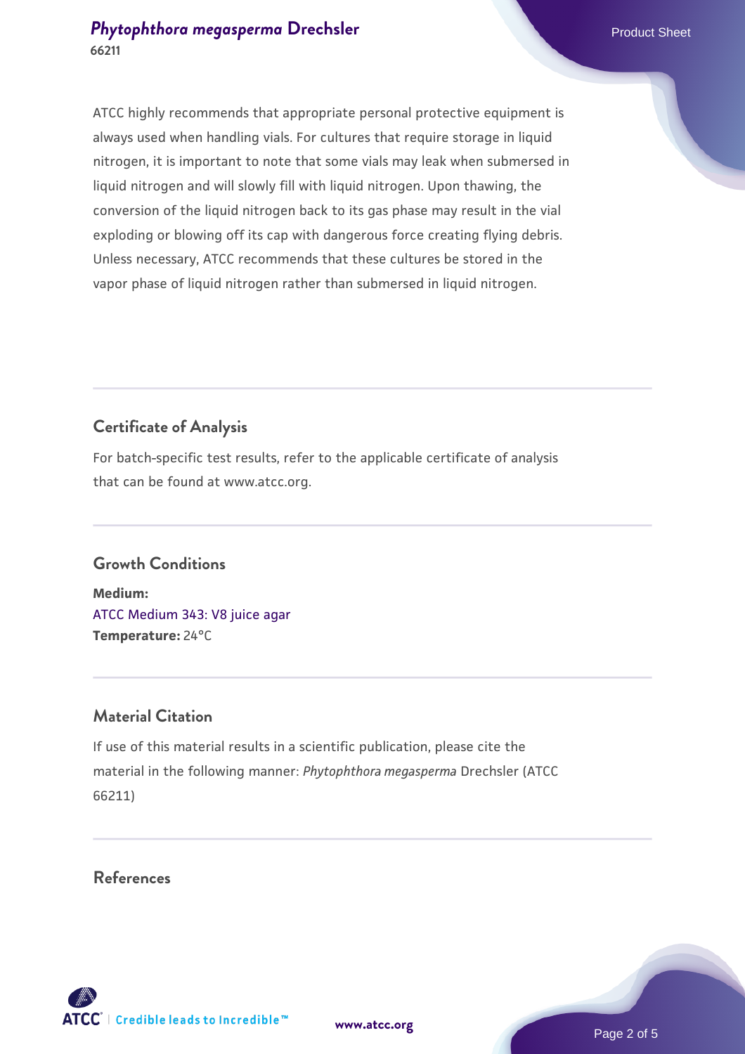ATCC highly recommends that appropriate personal protective equipment is always used when handling vials. For cultures that require storage in liquid nitrogen, it is important to note that some vials may leak when submersed in liquid nitrogen and will slowly fill with liquid nitrogen. Upon thawing, the conversion of the liquid nitrogen back to its gas phase may result in the vial exploding or blowing off its cap with dangerous force creating flying debris. Unless necessary, ATCC recommends that these cultures be stored in the vapor phase of liquid nitrogen rather than submersed in liquid nitrogen.

## Certificate of Analysis

For batch-specific test results, refer to the applicable certificate of analysis that can be found at www.atcc.org.

## Growth Conditions

**Medium:**
ATCC Medium 343: V8 juice agar
**Temperature:** 24°C

## Material Citation

If use of this material results in a scientific publication, please cite the material in the following manner: *Phytophthora megasperma* Drechsler (ATCC 66211)

## References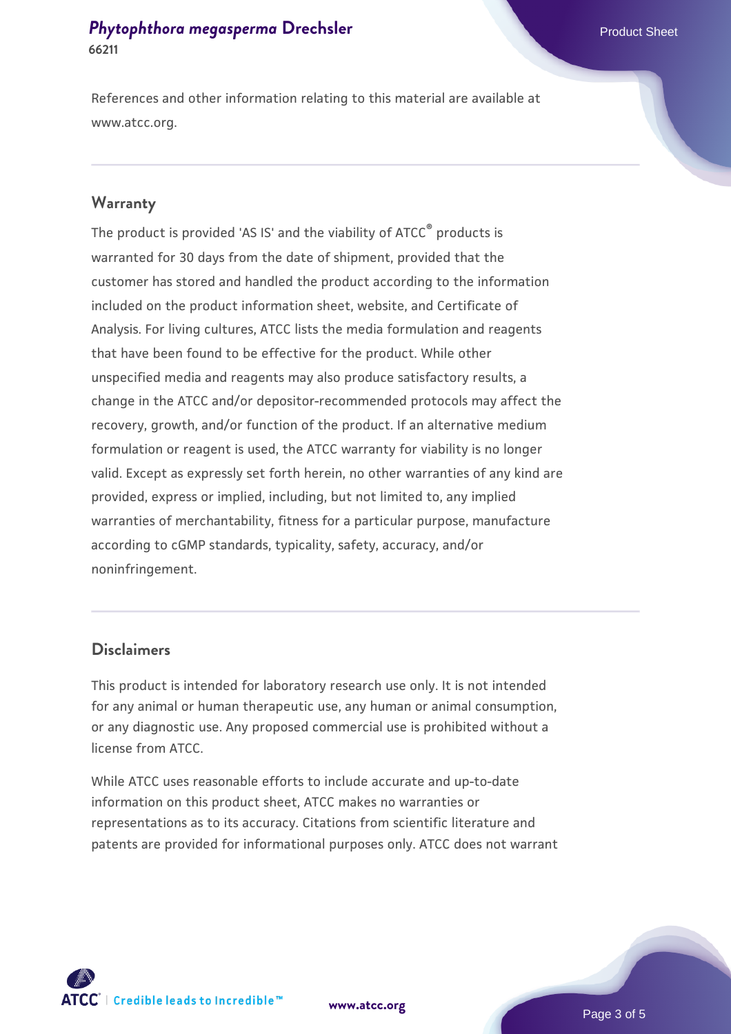References and other information relating to this material are available at www.atcc.org.

## Warranty

The product is provided 'AS IS' and the viability of ATCC® products is warranted for 30 days from the date of shipment, provided that the customer has stored and handled the product according to the information included on the product information sheet, website, and Certificate of Analysis. For living cultures, ATCC lists the media formulation and reagents that have been found to be effective for the product. While other unspecified media and reagents may also produce satisfactory results, a change in the ATCC and/or depositor-recommended protocols may affect the recovery, growth, and/or function of the product. If an alternative medium formulation or reagent is used, the ATCC warranty for viability is no longer valid. Except as expressly set forth herein, no other warranties of any kind are provided, express or implied, including, but not limited to, any implied warranties of merchantability, fitness for a particular purpose, manufacture according to cGMP standards, typicality, safety, accuracy, and/or noninfringement.

## Disclaimers

This product is intended for laboratory research use only. It is not intended for any animal or human therapeutic use, any human or animal consumption, or any diagnostic use. Any proposed commercial use is prohibited without a license from ATCC.

While ATCC uses reasonable efforts to include accurate and up-to-date information on this product sheet, ATCC makes no warranties or representations as to its accuracy. Citations from scientific literature and patents are provided for informational purposes only. ATCC does not warrant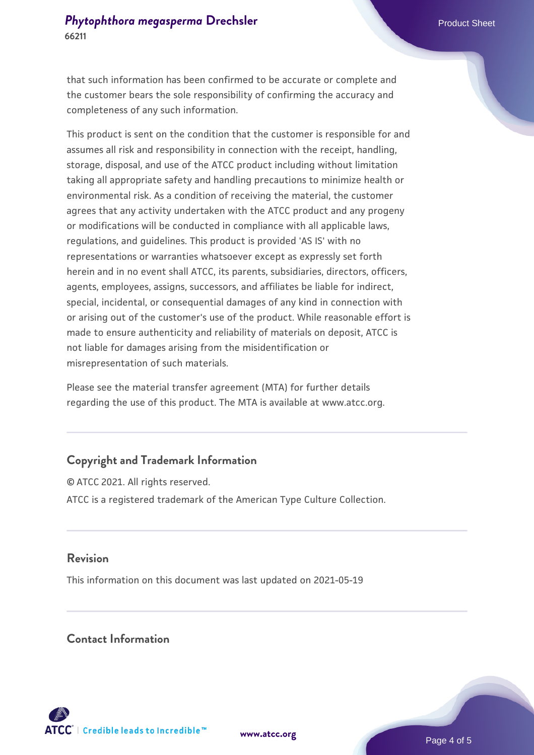that such information has been confirmed to be accurate or complete and the customer bears the sole responsibility of confirming the accuracy and completeness of any such information.

This product is sent on the condition that the customer is responsible for and assumes all risk and responsibility in connection with the receipt, handling, storage, disposal, and use of the ATCC product including without limitation taking all appropriate safety and handling precautions to minimize health or environmental risk. As a condition of receiving the material, the customer agrees that any activity undertaken with the ATCC product and any progeny or modifications will be conducted in compliance with all applicable laws, regulations, and guidelines. This product is provided 'AS IS' with no representations or warranties whatsoever except as expressly set forth herein and in no event shall ATCC, its parents, subsidiaries, directors, officers, agents, employees, assigns, successors, and affiliates be liable for indirect, special, incidental, or consequential damages of any kind in connection with or arising out of the customer's use of the product. While reasonable effort is made to ensure authenticity and reliability of materials on deposit, ATCC is not liable for damages arising from the misidentification or misrepresentation of such materials.

Please see the material transfer agreement (MTA) for further details regarding the use of this product. The MTA is available at www.atcc.org.

## Copyright and Trademark Information

© ATCC 2021. All rights reserved.

ATCC is a registered trademark of the American Type Culture Collection.

## Revision

This information on this document was last updated on 2021-05-19

## Contact Information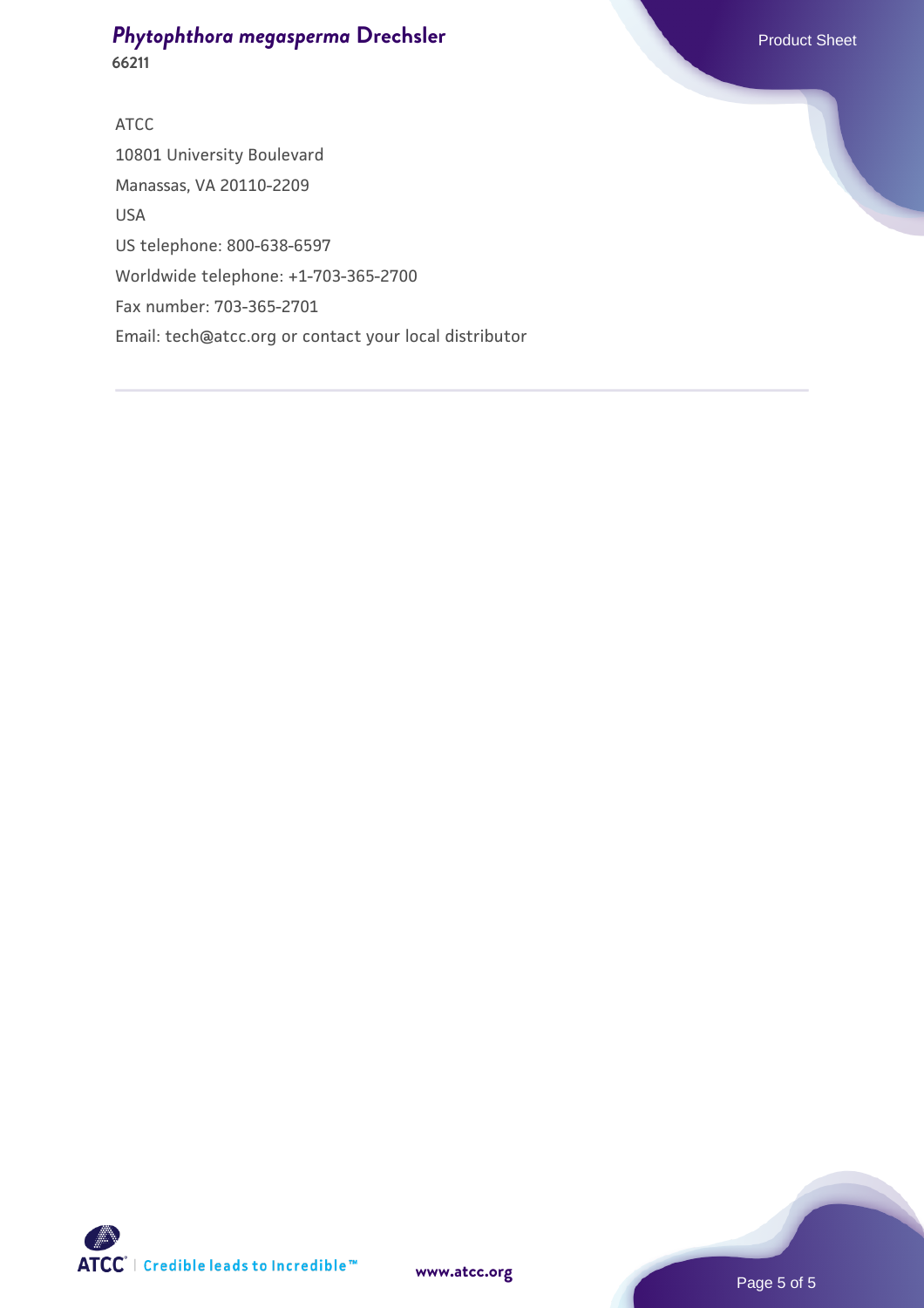ATCC

10801 University Boulevard

Manassas, VA 20110-2209

USA

US telephone: 800-638-6597

Worldwide telephone: +1-703-365-2700

Fax number: 703-365-2701

Email: tech@atcc.org or contact your local distributor